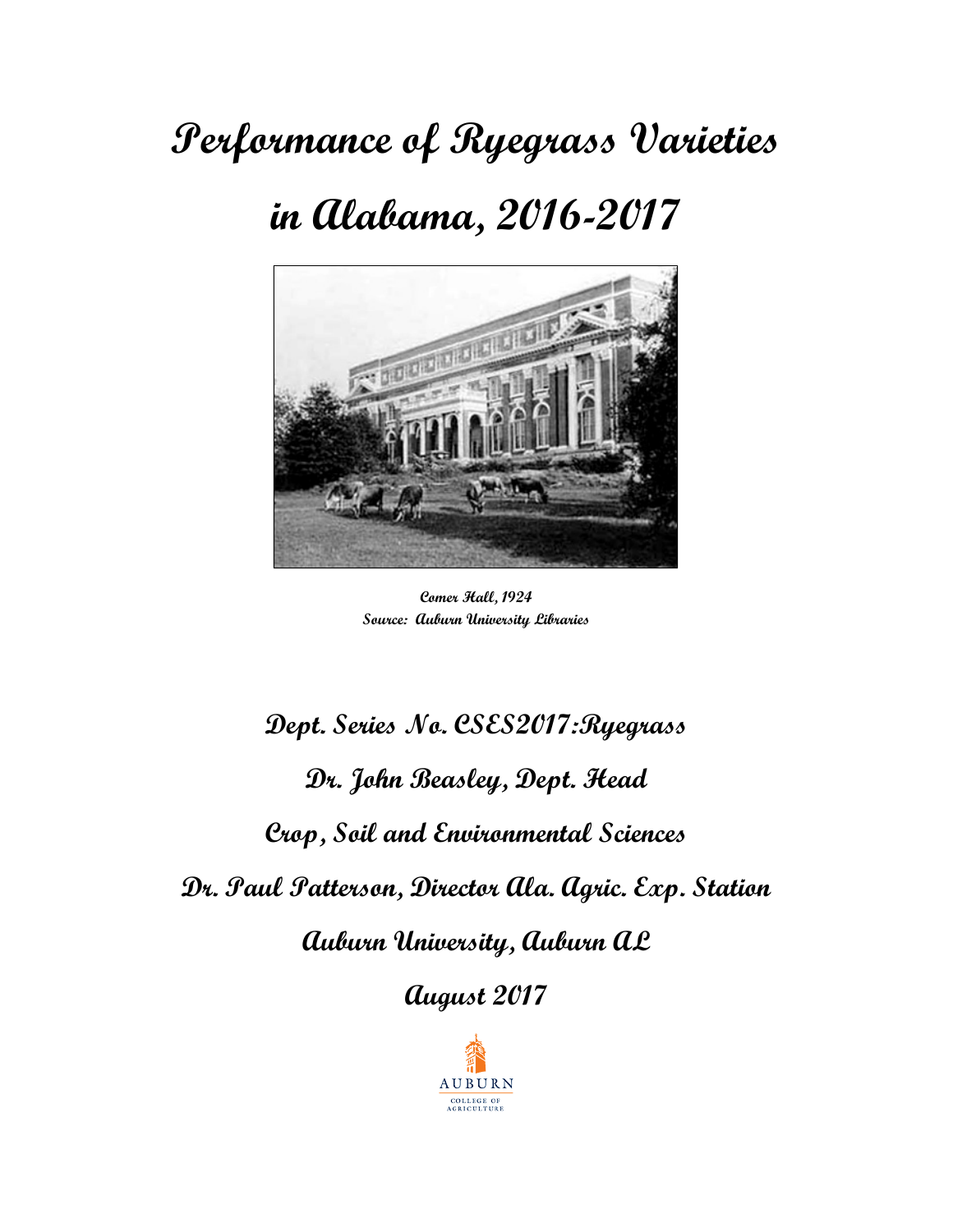# Performance of Ryegrass Varieties in Alabama, 2016-2017

Comer Hall, 1924
Source: Auburn University Libraries

**Dept. Series No. CSES2017:Ryegrass**

**Dr. John Beasley, Dept. Head**

**Crop, Soil and Environmental Sciences**

**Dr. Paul Patterson, Director Ala. Agric. Exp. Station**

**Auburn University, Auburn AL**

**August 2017**

AUBURN
COLLEGE OF AGRICULTURE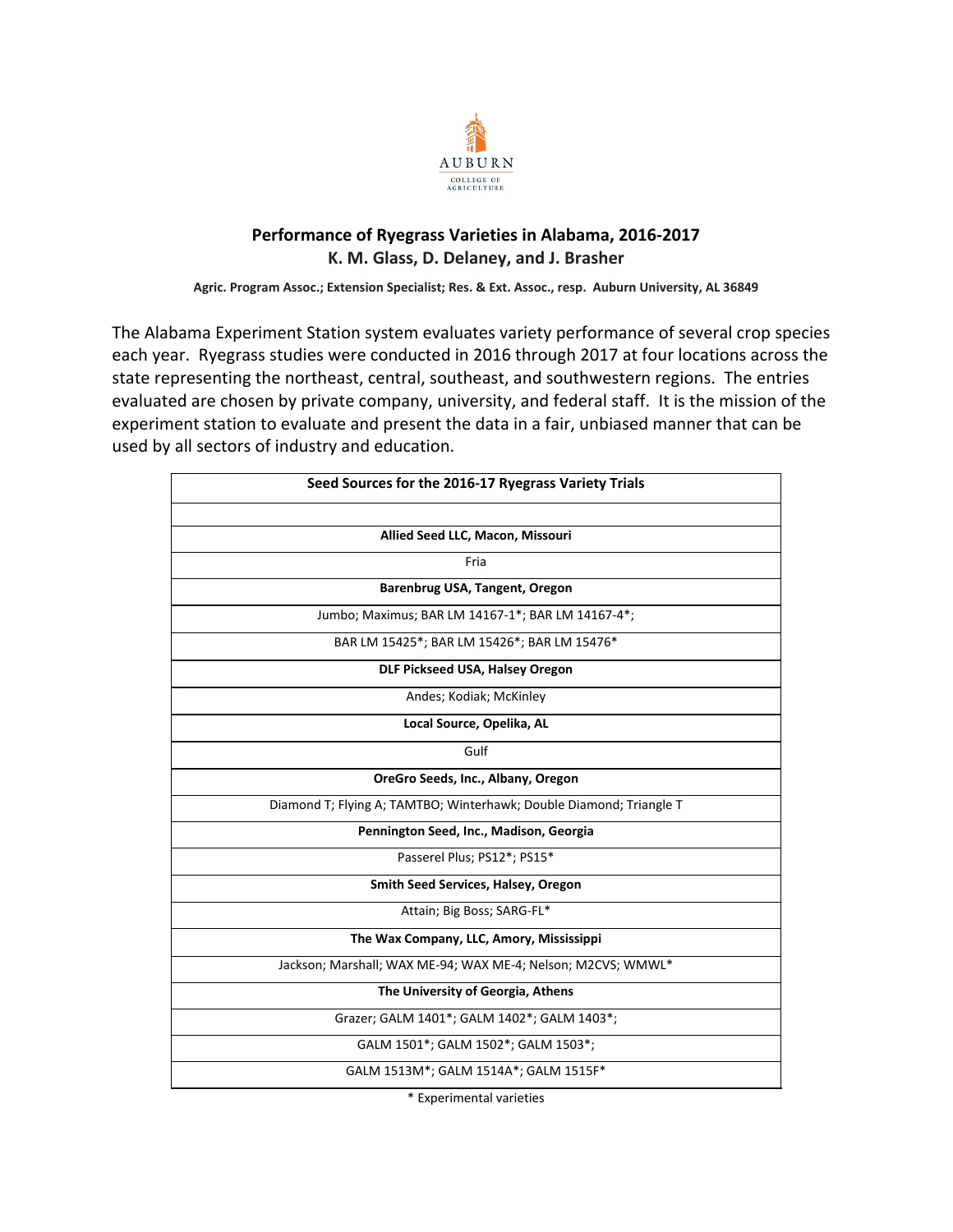# Performance of Ryegrass Varieties in Alabama, 2016-2017

**K. M. Glass, D. Delaney, and J. Brasher**

**Agric. Program Assoc.; Extension Specialist; Res. & Ext. Assoc., resp. Auburn University, AL 36849**

The Alabama Experiment Station system evaluates variety performance of several crop species each year. Ryegrass studies were conducted in 2016 through 2017 at four locations across the state representing the northeast, central, southeast, and southwestern regions. The entries evaluated are chosen by private company, university, and federal staff. It is the mission of the experiment station to evaluate and present the data in a fair, unbiased manner that can be used by all sectors of industry and education.

| Seed Sources for the 2016-17 Ryegrass Variety Trials |
|---|
| |
| **Allied Seed LLC, Macon, Missouri** |
| Fria |
| **Barenbrug USA, Tangent, Oregon** |
| Jumbo; Maximus; BAR LM 14167-1*; BAR LM 14167-4*; |
| BAR LM 15425*; BAR LM 15426*; BAR LM 15476* |
| **DLF Pickseed USA, Halsey Oregon** |
| Andes; Kodiak; McKinley |
| **Local Source, Opelika, AL** |
| Gulf |
| **OreGro Seeds, Inc., Albany, Oregon** |
| Diamond T; Flying A; TAMTBO; Winterhawk; Double Diamond; Triangle T |
| **Pennington Seed, Inc., Madison, Georgia** |
| Passerel Plus; PS12*; PS15* |
| **Smith Seed Services, Halsey, Oregon** |
| Attain; Big Boss; SARG-FL* |
| **The Wax Company, LLC, Amory, Mississippi** |
| Jackson; Marshall; WAX ME-94; WAX ME-4; Nelson; M2CVS; WMWL* |
| **The University of Georgia, Athens** |
| Grazer; GALM 1401*; GALM 1402*; GALM 1403*; |
| GALM 1501*; GALM 1502*; GALM 1503*; |
| GALM 1513M*; GALM 1514A*; GALM 1515F* |

\* Experimental varieties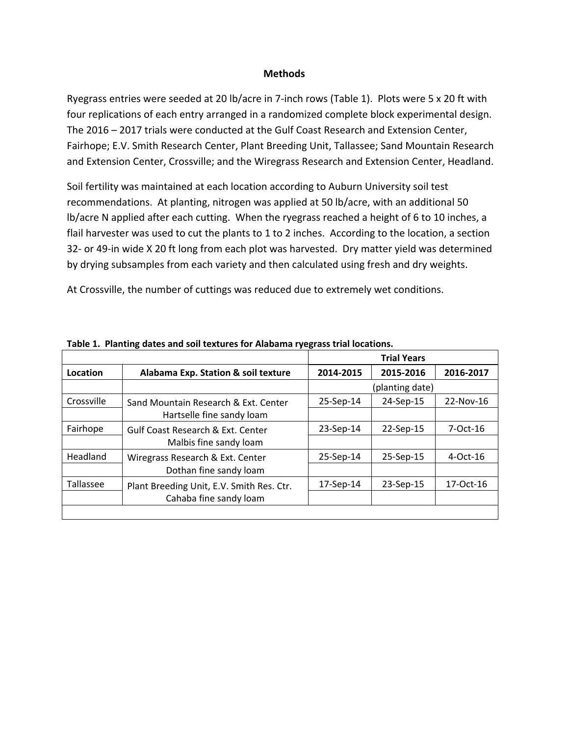## Methods

Ryegrass entries were seeded at 20 lb/acre in 7-inch rows (Table 1). Plots were 5 x 20 ft with four replications of each entry arranged in a randomized complete block experimental design. The 2016 – 2017 trials were conducted at the Gulf Coast Research and Extension Center, Fairhope; E.V. Smith Research Center, Plant Breeding Unit, Tallassee; Sand Mountain Research and Extension Center, Crossville; and the Wiregrass Research and Extension Center, Headland.

Soil fertility was maintained at each location according to Auburn University soil test recommendations. At planting, nitrogen was applied at 50 lb/acre, with an additional 50 lb/acre N applied after each cutting. When the ryegrass reached a height of 6 to 10 inches, a flail harvester was used to cut the plants to 1 to 2 inches. According to the location, a section 32- or 49-in wide X 20 ft long from each plot was harvested. Dry matter yield was determined by drying subsamples from each variety and then calculated using fresh and dry weights.

At Crossville, the number of cuttings was reduced due to extremely wet conditions.

**Table 1. Planting dates and soil textures for Alabama ryegrass trial locations.**

| | | Trial Years | | |
|---|---|---|---|---|
| **Location** | **Alabama Exp. Station & soil texture** | **2014-2015** | **2015-2016** | **2016-2017** |
| | | (planting date) | | |
| Crossville | Sand Mountain Research & Ext. Center<br>Hartselle fine sandy loam | 25-Sep-14 | 24-Sep-15 | 22-Nov-16 |
| Fairhope | Gulf Coast Research & Ext. Center<br>Malbis fine sandy loam | 23-Sep-14 | 22-Sep-15 | 7-Oct-16 |
| Headland | Wiregrass Research & Ext. Center<br>Dothan fine sandy loam | 25-Sep-14 | 25-Sep-15 | 4-Oct-16 |
| Tallassee | Plant Breeding Unit, E.V. Smith Res. Ctr.<br>Cahaba fine sandy loam | 17-Sep-14 | 23-Sep-15 | 17-Oct-16 |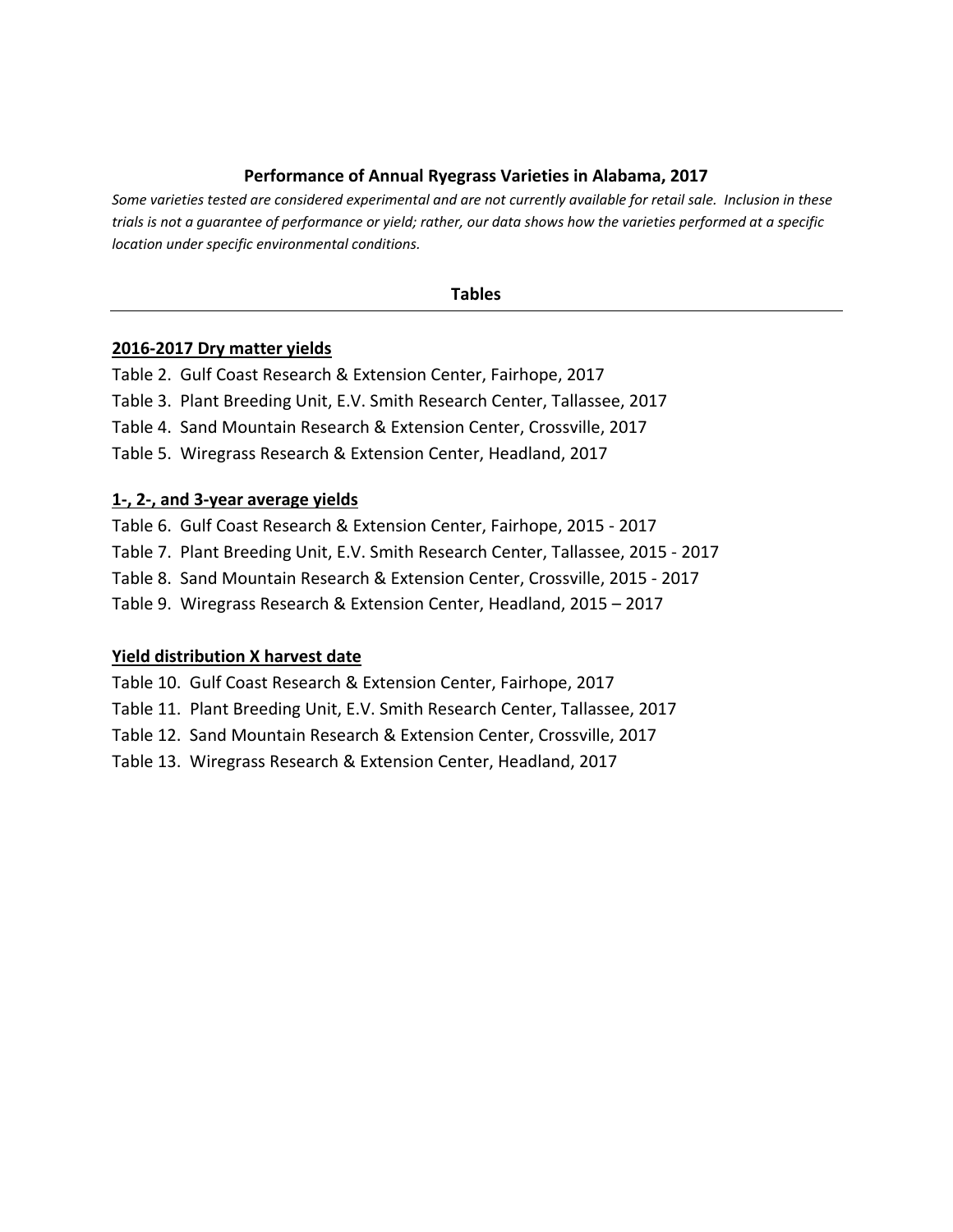## Performance of Annual Ryegrass Varieties in Alabama, 2017

*Some varieties tested are considered experimental and are not currently available for retail sale. Inclusion in these trials is not a guarantee of performance or yield; rather, our data shows how the varieties performed at a specific location under specific environmental conditions.*

### Tables

**2016-2017 Dry matter yields**

Table 2. Gulf Coast Research & Extension Center, Fairhope, 2017
Table 3. Plant Breeding Unit, E.V. Smith Research Center, Tallassee, 2017
Table 4. Sand Mountain Research & Extension Center, Crossville, 2017
Table 5. Wiregrass Research & Extension Center, Headland, 2017

**1-, 2-, and 3-year average yields**

Table 6. Gulf Coast Research & Extension Center, Fairhope, 2015 - 2017
Table 7. Plant Breeding Unit, E.V. Smith Research Center, Tallassee, 2015 - 2017
Table 8. Sand Mountain Research & Extension Center, Crossville, 2015 - 2017
Table 9. Wiregrass Research & Extension Center, Headland, 2015 – 2017

**Yield distribution X harvest date**

Table 10. Gulf Coast Research & Extension Center, Fairhope, 2017
Table 11. Plant Breeding Unit, E.V. Smith Research Center, Tallassee, 2017
Table 12. Sand Mountain Research & Extension Center, Crossville, 2017
Table 13. Wiregrass Research & Extension Center, Headland, 2017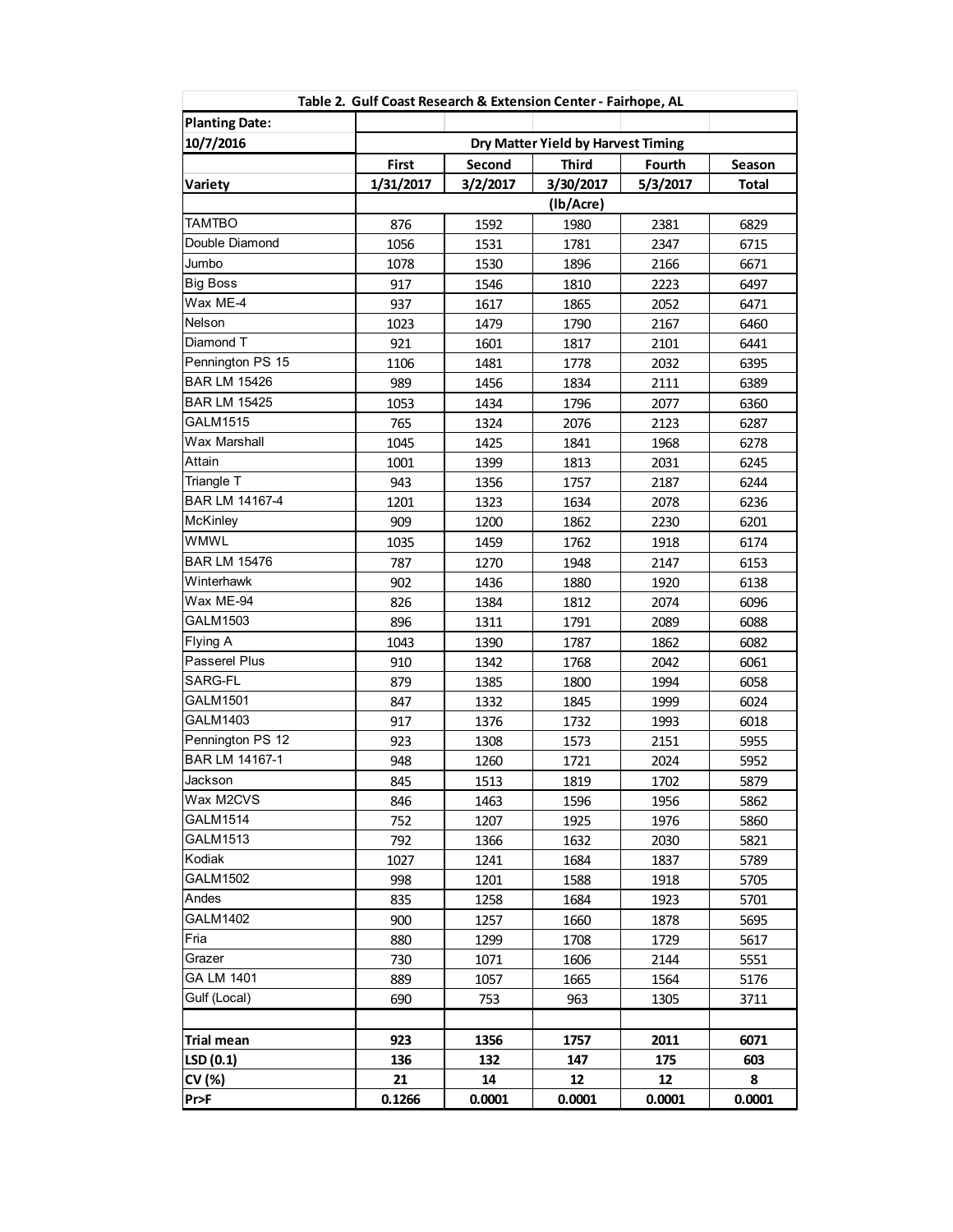**Table 2. Gulf Coast Research & Extension Center - Fairhope, AL**

| Planting Date: 10/7/2016 | Dry Matter Yield by Harvest Timing | | | | |
|---|---|---|---|---|---|
| | First | Second | Third | Fourth | Season |
| Variety | 1/31/2017 | 3/2/2017 | 3/30/2017 | 5/3/2017 | Total |
| | (lb/Acre) | | | | |
| TAMTBO | 876 | 1592 | 1980 | 2381 | 6829 |
| Double Diamond | 1056 | 1531 | 1781 | 2347 | 6715 |
| Jumbo | 1078 | 1530 | 1896 | 2166 | 6671 |
| Big Boss | 917 | 1546 | 1810 | 2223 | 6497 |
| Wax ME-4 | 937 | 1617 | 1865 | 2052 | 6471 |
| Nelson | 1023 | 1479 | 1790 | 2167 | 6460 |
| Diamond T | 921 | 1601 | 1817 | 2101 | 6441 |
| Pennington PS 15 | 1106 | 1481 | 1778 | 2032 | 6395 |
| BAR LM 15426 | 989 | 1456 | 1834 | 2111 | 6389 |
| BAR LM 15425 | 1053 | 1434 | 1796 | 2077 | 6360 |
| GALM1515 | 765 | 1324 | 2076 | 2123 | 6287 |
| Wax Marshall | 1045 | 1425 | 1841 | 1968 | 6278 |
| Attain | 1001 | 1399 | 1813 | 2031 | 6245 |
| Triangle T | 943 | 1356 | 1757 | 2187 | 6244 |
| BAR LM 14167-4 | 1201 | 1323 | 1634 | 2078 | 6236 |
| McKinley | 909 | 1200 | 1862 | 2230 | 6201 |
| WMWL | 1035 | 1459 | 1762 | 1918 | 6174 |
| BAR LM 15476 | 787 | 1270 | 1948 | 2147 | 6153 |
| Winterhawk | 902 | 1436 | 1880 | 1920 | 6138 |
| Wax ME-94 | 826 | 1384 | 1812 | 2074 | 6096 |
| GALM1503 | 896 | 1311 | 1791 | 2089 | 6088 |
| Flying A | 1043 | 1390 | 1787 | 1862 | 6082 |
| Passerel Plus | 910 | 1342 | 1768 | 2042 | 6061 |
| SARG-FL | 879 | 1385 | 1800 | 1994 | 6058 |
| GALM1501 | 847 | 1332 | 1845 | 1999 | 6024 |
| GALM1403 | 917 | 1376 | 1732 | 1993 | 6018 |
| Pennington PS 12 | 923 | 1308 | 1573 | 2151 | 5955 |
| BAR LM 14167-1 | 948 | 1260 | 1721 | 2024 | 5952 |
| Jackson | 845 | 1513 | 1819 | 1702 | 5879 |
| Wax M2CVS | 846 | 1463 | 1596 | 1956 | 5862 |
| GALM1514 | 752 | 1207 | 1925 | 1976 | 5860 |
| GALM1513 | 792 | 1366 | 1632 | 2030 | 5821 |
| Kodiak | 1027 | 1241 | 1684 | 1837 | 5789 |
| GALM1502 | 998 | 1201 | 1588 | 1918 | 5705 |
| Andes | 835 | 1258 | 1684 | 1923 | 5701 |
| GALM1402 | 900 | 1257 | 1660 | 1878 | 5695 |
| Fria | 880 | 1299 | 1708 | 1729 | 5617 |
| Grazer | 730 | 1071 | 1606 | 2144 | 5551 |
| GA LM 1401 | 889 | 1057 | 1665 | 1564 | 5176 |
| Gulf (Local) | 690 | 753 | 963 | 1305 | 3711 |
| | | | | | |
| **Trial mean** | **923** | **1356** | **1757** | **2011** | **6071** |
| **LSD (0.1)** | **136** | **132** | **147** | **175** | **603** |
| **CV (%)** | **21** | **14** | **12** | **12** | **8** |
| **Pr>F** | **0.1266** | **0.0001** | **0.0001** | **0.0001** | **0.0001** |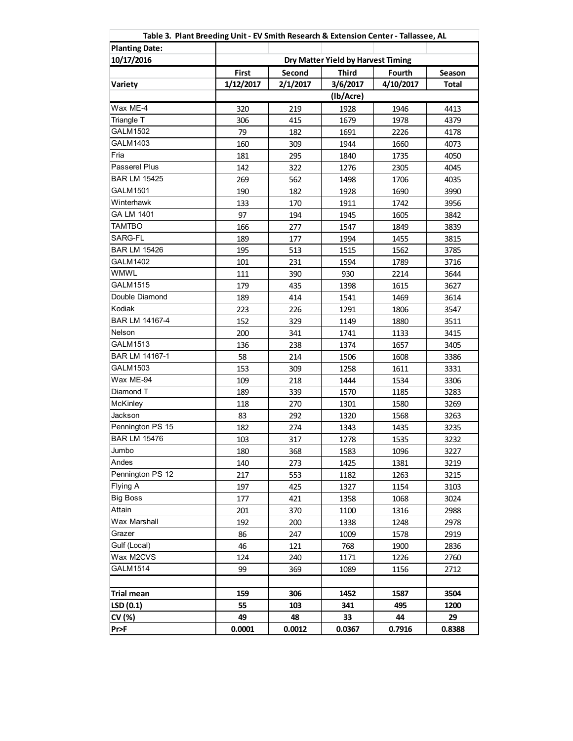**Table 3. Plant Breeding Unit - EV Smith Research & Extension Center - Tallassee, AL**

| Planting Date: | | | | | |
|---|---|---|---|---|---|
| 10/17/2016 | Dry Matter Yield by Harvest Timing | | | | |
| | First | Second | Third | Fourth | Season |
| Variety | 1/12/2017 | 2/1/2017 | 3/6/2017 | 4/10/2017 | Total |
| | (lb/Acre) | | | | |
| Wax ME-4 | 320 | 219 | 1928 | 1946 | 4413 |
| Triangle T | 306 | 415 | 1679 | 1978 | 4379 |
| GALM1502 | 79 | 182 | 1691 | 2226 | 4178 |
| GALM1403 | 160 | 309 | 1944 | 1660 | 4073 |
| Fria | 181 | 295 | 1840 | 1735 | 4050 |
| Passerel Plus | 142 | 322 | 1276 | 2305 | 4045 |
| BAR LM 15425 | 269 | 562 | 1498 | 1706 | 4035 |
| GALM1501 | 190 | 182 | 1928 | 1690 | 3990 |
| Winterhawk | 133 | 170 | 1911 | 1742 | 3956 |
| GA LM 1401 | 97 | 194 | 1945 | 1605 | 3842 |
| TAMTBO | 166 | 277 | 1547 | 1849 | 3839 |
| SARG-FL | 189 | 177 | 1994 | 1455 | 3815 |
| BAR LM 15426 | 195 | 513 | 1515 | 1562 | 3785 |
| GALM1402 | 101 | 231 | 1594 | 1789 | 3716 |
| WMWL | 111 | 390 | 930 | 2214 | 3644 |
| GALM1515 | 179 | 435 | 1398 | 1615 | 3627 |
| Double Diamond | 189 | 414 | 1541 | 1469 | 3614 |
| Kodiak | 223 | 226 | 1291 | 1806 | 3547 |
| BAR LM 14167-4 | 152 | 329 | 1149 | 1880 | 3511 |
| Nelson | 200 | 341 | 1741 | 1133 | 3415 |
| GALM1513 | 136 | 238 | 1374 | 1657 | 3405 |
| BAR LM 14167-1 | 58 | 214 | 1506 | 1608 | 3386 |
| GALM1503 | 153 | 309 | 1258 | 1611 | 3331 |
| Wax ME-94 | 109 | 218 | 1444 | 1534 | 3306 |
| Diamond T | 189 | 339 | 1570 | 1185 | 3283 |
| McKinley | 118 | 270 | 1301 | 1580 | 3269 |
| Jackson | 83 | 292 | 1320 | 1568 | 3263 |
| Pennington PS 15 | 182 | 274 | 1343 | 1435 | 3235 |
| BAR LM 15476 | 103 | 317 | 1278 | 1535 | 3232 |
| Jumbo | 180 | 368 | 1583 | 1096 | 3227 |
| Andes | 140 | 273 | 1425 | 1381 | 3219 |
| Pennington PS 12 | 217 | 553 | 1182 | 1263 | 3215 |
| Flying A | 197 | 425 | 1327 | 1154 | 3103 |
| Big Boss | 177 | 421 | 1358 | 1068 | 3024 |
| Attain | 201 | 370 | 1100 | 1316 | 2988 |
| Wax Marshall | 192 | 200 | 1338 | 1248 | 2978 |
| Grazer | 86 | 247 | 1009 | 1578 | 2919 |
| Gulf (Local) | 46 | 121 | 768 | 1900 | 2836 |
| Wax M2CVS | 124 | 240 | 1171 | 1226 | 2760 |
| GALM1514 | 99 | 369 | 1089 | 1156 | 2712 |
| | | | | | |
| **Trial mean** | **159** | **306** | **1452** | **1587** | **3504** |
| **LSD (0.1)** | **55** | **103** | **341** | **495** | **1200** |
| **CV (%)** | **49** | **48** | **33** | **44** | **29** |
| **Pr>F** | **0.0001** | **0.0012** | **0.0367** | **0.7916** | **0.8388** |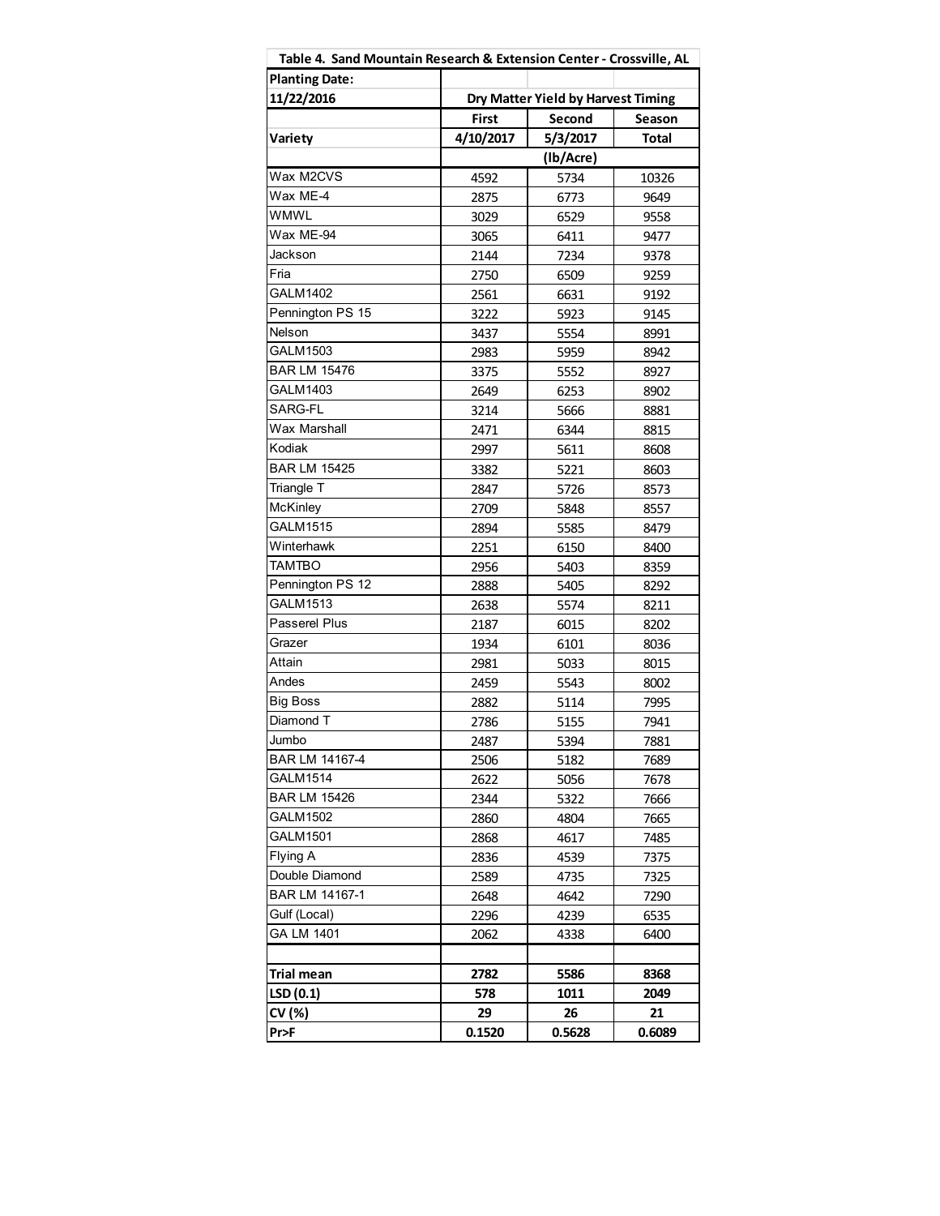| Table 4. Sand Mountain Research & Extension Center - Crossville, AL | | | |
|---|---|---|---|
| **Planting Date:** | | | |
| **11/22/2016** | **Dry Matter Yield by Harvest Timing** | | |
| | **First** | **Second** | **Season** |
| **Variety** | **4/10/2017** | **5/3/2017** | **Total** |
| | **(lb/Acre)** | | |
| Wax M2CVS | 4592 | 5734 | 10326 |
| Wax ME-4 | 2875 | 6773 | 9649 |
| WMWL | 3029 | 6529 | 9558 |
| Wax ME-94 | 3065 | 6411 | 9477 |
| Jackson | 2144 | 7234 | 9378 |
| Fria | 2750 | 6509 | 9259 |
| GALM1402 | 2561 | 6631 | 9192 |
| Pennington PS 15 | 3222 | 5923 | 9145 |
| Nelson | 3437 | 5554 | 8991 |
| GALM1503 | 2983 | 5959 | 8942 |
| BAR LM 15476 | 3375 | 5552 | 8927 |
| GALM1403 | 2649 | 6253 | 8902 |
| SARG-FL | 3214 | 5666 | 8881 |
| Wax Marshall | 2471 | 6344 | 8815 |
| Kodiak | 2997 | 5611 | 8608 |
| BAR LM 15425 | 3382 | 5221 | 8603 |
| Triangle T | 2847 | 5726 | 8573 |
| McKinley | 2709 | 5848 | 8557 |
| GALM1515 | 2894 | 5585 | 8479 |
| Winterhawk | 2251 | 6150 | 8400 |
| TAMTBO | 2956 | 5403 | 8359 |
| Pennington PS 12 | 2888 | 5405 | 8292 |
| GALM1513 | 2638 | 5574 | 8211 |
| Passerel Plus | 2187 | 6015 | 8202 |
| Grazer | 1934 | 6101 | 8036 |
| Attain | 2981 | 5033 | 8015 |
| Andes | 2459 | 5543 | 8002 |
| Big Boss | 2882 | 5114 | 7995 |
| Diamond T | 2786 | 5155 | 7941 |
| Jumbo | 2487 | 5394 | 7881 |
| BAR LM 14167-4 | 2506 | 5182 | 7689 |
| GALM1514 | 2622 | 5056 | 7678 |
| BAR LM 15426 | 2344 | 5322 | 7666 |
| GALM1502 | 2860 | 4804 | 7665 |
| GALM1501 | 2868 | 4617 | 7485 |
| Flying A | 2836 | 4539 | 7375 |
| Double Diamond | 2589 | 4735 | 7325 |
| BAR LM 14167-1 | 2648 | 4642 | 7290 |
| Gulf (Local) | 2296 | 4239 | 6535 |
| GA LM 1401 | 2062 | 4338 | 6400 |
| | | | |
| **Trial mean** | **2782** | **5586** | **8368** |
| **LSD (0.1)** | **578** | **1011** | **2049** |
| **CV (%)** | **29** | **26** | **21** |
| **Pr>F** | **0.1520** | **0.5628** | **0.6089** |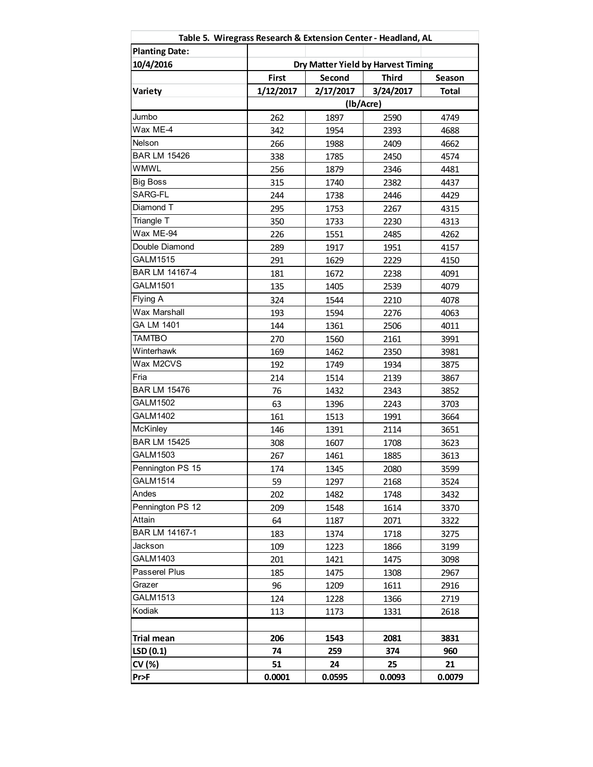| Table 5. Wiregrass Research & Extension Center - Headland, AL | | | | |
|---|---|---|---|---|
| **Planting Date:** | | | | |
| **10/4/2016** | **Dry Matter Yield by Harvest Timing** | | | |
| | **First** | **Second** | **Third** | **Season** |
| **Variety** | **1/12/2017** | **2/17/2017** | **3/24/2017** | **Total** |
| | **(lb/Acre)** | | | |
| Jumbo | 262 | 1897 | 2590 | 4749 |
| Wax ME-4 | 342 | 1954 | 2393 | 4688 |
| Nelson | 266 | 1988 | 2409 | 4662 |
| BAR LM 15426 | 338 | 1785 | 2450 | 4574 |
| WMWL | 256 | 1879 | 2346 | 4481 |
| Big Boss | 315 | 1740 | 2382 | 4437 |
| SARG-FL | 244 | 1738 | 2446 | 4429 |
| Diamond T | 295 | 1753 | 2267 | 4315 |
| Triangle T | 350 | 1733 | 2230 | 4313 |
| Wax ME-94 | 226 | 1551 | 2485 | 4262 |
| Double Diamond | 289 | 1917 | 1951 | 4157 |
| GALM1515 | 291 | 1629 | 2229 | 4150 |
| BAR LM 14167-4 | 181 | 1672 | 2238 | 4091 |
| GALM1501 | 135 | 1405 | 2539 | 4079 |
| Flying A | 324 | 1544 | 2210 | 4078 |
| Wax Marshall | 193 | 1594 | 2276 | 4063 |
| GA LM 1401 | 144 | 1361 | 2506 | 4011 |
| TAMTBO | 270 | 1560 | 2161 | 3991 |
| Winterhawk | 169 | 1462 | 2350 | 3981 |
| Wax M2CVS | 192 | 1749 | 1934 | 3875 |
| Fria | 214 | 1514 | 2139 | 3867 |
| BAR LM 15476 | 76 | 1432 | 2343 | 3852 |
| GALM1502 | 63 | 1396 | 2243 | 3703 |
| GALM1402 | 161 | 1513 | 1991 | 3664 |
| McKinley | 146 | 1391 | 2114 | 3651 |
| BAR LM 15425 | 308 | 1607 | 1708 | 3623 |
| GALM1503 | 267 | 1461 | 1885 | 3613 |
| Pennington PS 15 | 174 | 1345 | 2080 | 3599 |
| GALM1514 | 59 | 1297 | 2168 | 3524 |
| Andes | 202 | 1482 | 1748 | 3432 |
| Pennington PS 12 | 209 | 1548 | 1614 | 3370 |
| Attain | 64 | 1187 | 2071 | 3322 |
| BAR LM 14167-1 | 183 | 1374 | 1718 | 3275 |
| Jackson | 109 | 1223 | 1866 | 3199 |
| GALM1403 | 201 | 1421 | 1475 | 3098 |
| Passerel Plus | 185 | 1475 | 1308 | 2967 |
| Grazer | 96 | 1209 | 1611 | 2916 |
| GALM1513 | 124 | 1228 | 1366 | 2719 |
| Kodiak | 113 | 1173 | 1331 | 2618 |
| | | | | |
| **Trial mean** | **206** | **1543** | **2081** | **3831** |
| **LSD (0.1)** | **74** | **259** | **374** | **960** |
| **CV (%)** | **51** | **24** | **25** | **21** |
| **Pr>F** | **0.0001** | **0.0595** | **0.0093** | **0.0079** |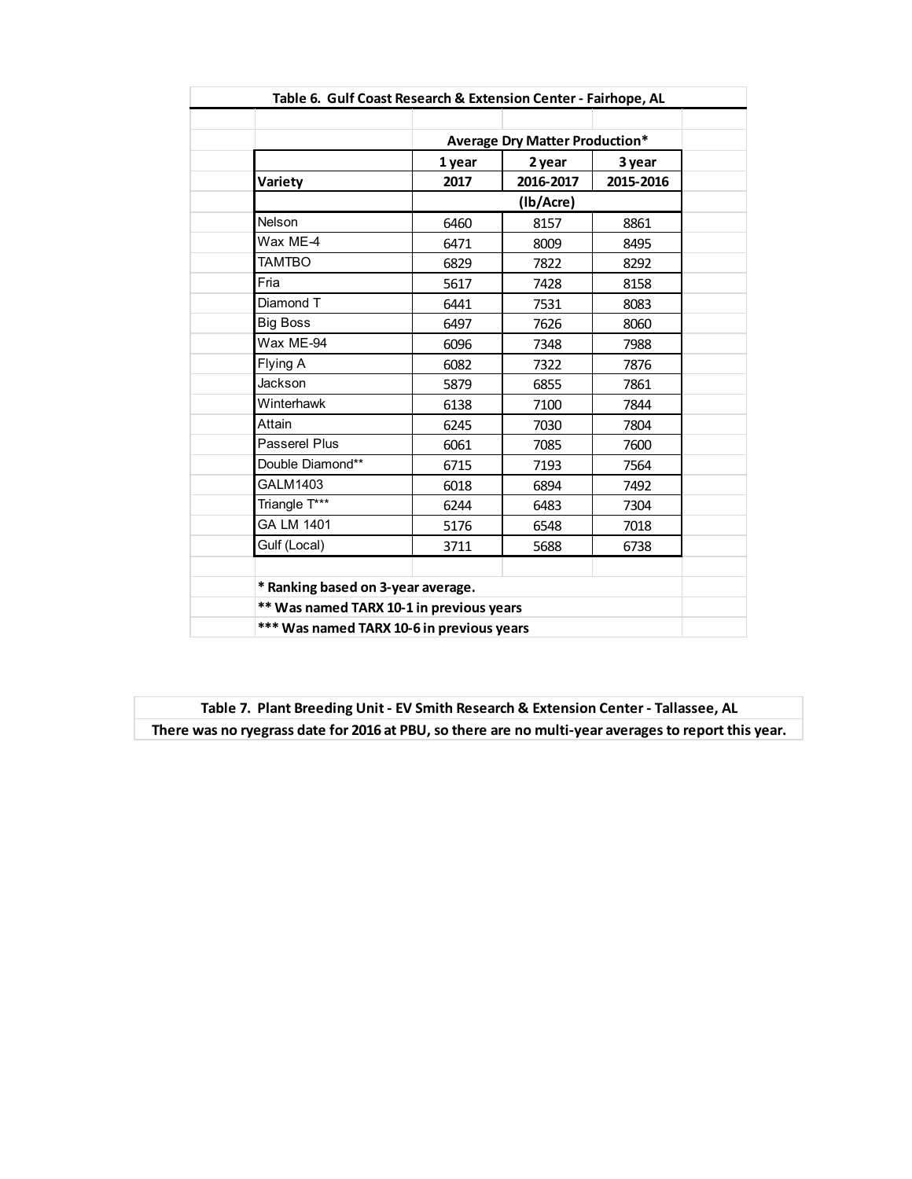## Table 6. Gulf Coast Research & Extension Center - Fairhope, AL

| | Average Dry Matter Production* | | |
|---|---|---|---|
| | 1 year | 2 year | 3 year |
| Variety | 2017 | 2016-2017 | 2015-2016 |
| | (lb/Acre) | | |
| Nelson | 6460 | 8157 | 8861 |
| Wax ME-4 | 6471 | 8009 | 8495 |
| TAMTBO | 6829 | 7822 | 8292 |
| Fria | 5617 | 7428 | 8158 |
| Diamond T | 6441 | 7531 | 8083 |
| Big Boss | 6497 | 7626 | 8060 |
| Wax ME-94 | 6096 | 7348 | 7988 |
| Flying A | 6082 | 7322 | 7876 |
| Jackson | 5879 | 6855 | 7861 |
| Winterhawk | 6138 | 7100 | 7844 |
| Attain | 6245 | 7030 | 7804 |
| Passerel Plus | 6061 | 7085 | 7600 |
| Double Diamond** | 6715 | 7193 | 7564 |
| GALM1403 | 6018 | 6894 | 7492 |
| Triangle T*** | 6244 | 6483 | 7304 |
| GA LM 1401 | 5176 | 6548 | 7018 |
| Gulf (Local) | 3711 | 5688 | 6738 |

**\* Ranking based on 3-year average.**
**\*\* Was named TARX 10-1 in previous years**
**\*\*\* Was named TARX 10-6 in previous years**

## Table 7. Plant Breeding Unit - EV Smith Research & Extension Center - Tallassee, AL

**There was no ryegrass date for 2016 at PBU, so there are no multi-year averages to report this year.**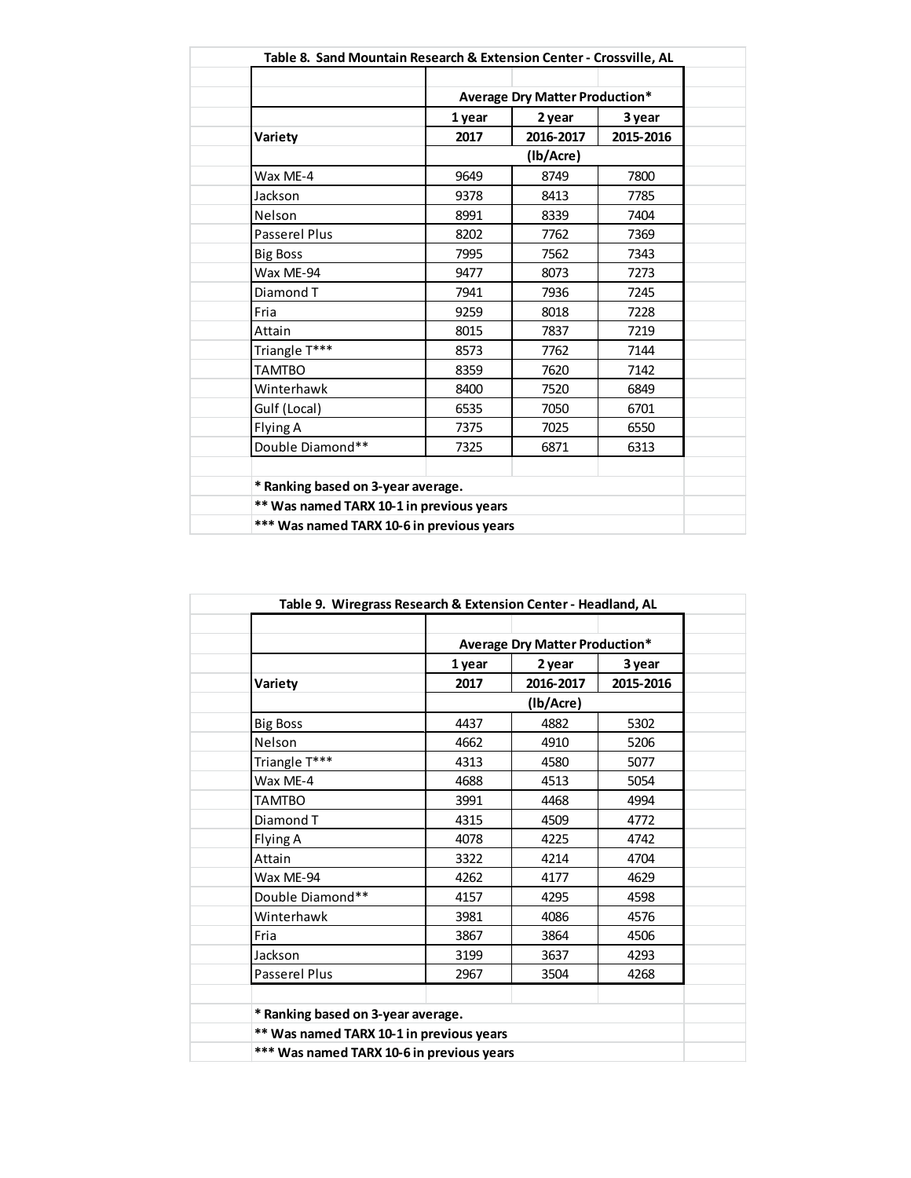**Table 8. Sand Mountain Research & Extension Center - Crossville, AL**

| | Average Dry Matter Production* | | |
|---|---|---|---|
| | 1 year | 2 year | 3 year |
| Variety | 2017 | 2016-2017 | 2015-2016 |
| | (lb/Acre) | | |
| Wax ME-4 | 9649 | 8749 | 7800 |
| Jackson | 9378 | 8413 | 7785 |
| Nelson | 8991 | 8339 | 7404 |
| Passerel Plus | 8202 | 7762 | 7369 |
| Big Boss | 7995 | 7562 | 7343 |
| Wax ME-94 | 9477 | 8073 | 7273 |
| Diamond T | 7941 | 7936 | 7245 |
| Fria | 9259 | 8018 | 7228 |
| Attain | 8015 | 7837 | 7219 |
| Triangle T*** | 8573 | 7762 | 7144 |
| TAMTBO | 8359 | 7620 | 7142 |
| Winterhawk | 8400 | 7520 | 6849 |
| Gulf (Local) | 6535 | 7050 | 6701 |
| Flying A | 7375 | 7025 | 6550 |
| Double Diamond** | 7325 | 6871 | 6313 |

**\* Ranking based on 3-year average.**
**\*\* Was named TARX 10-1 in previous years**
**\*\*\* Was named TARX 10-6 in previous years**

**Table 9. Wiregrass Research & Extension Center - Headland, AL**

| | Average Dry Matter Production* | | |
|---|---|---|---|
| | 1 year | 2 year | 3 year |
| Variety | 2017 | 2016-2017 | 2015-2016 |
| | (lb/Acre) | | |
| Big Boss | 4437 | 4882 | 5302 |
| Nelson | 4662 | 4910 | 5206 |
| Triangle T*** | 4313 | 4580 | 5077 |
| Wax ME-4 | 4688 | 4513 | 5054 |
| TAMTBO | 3991 | 4468 | 4994 |
| Diamond T | 4315 | 4509 | 4772 |
| Flying A | 4078 | 4225 | 4742 |
| Attain | 3322 | 4214 | 4704 |
| Wax ME-94 | 4262 | 4177 | 4629 |
| Double Diamond** | 4157 | 4295 | 4598 |
| Winterhawk | 3981 | 4086 | 4576 |
| Fria | 3867 | 3864 | 4506 |
| Jackson | 3199 | 3637 | 4293 |
| Passerel Plus | 2967 | 3504 | 4268 |

**\* Ranking based on 3-year average.**
**\*\* Was named TARX 10-1 in previous years**
**\*\*\* Was named TARX 10-6 in previous years**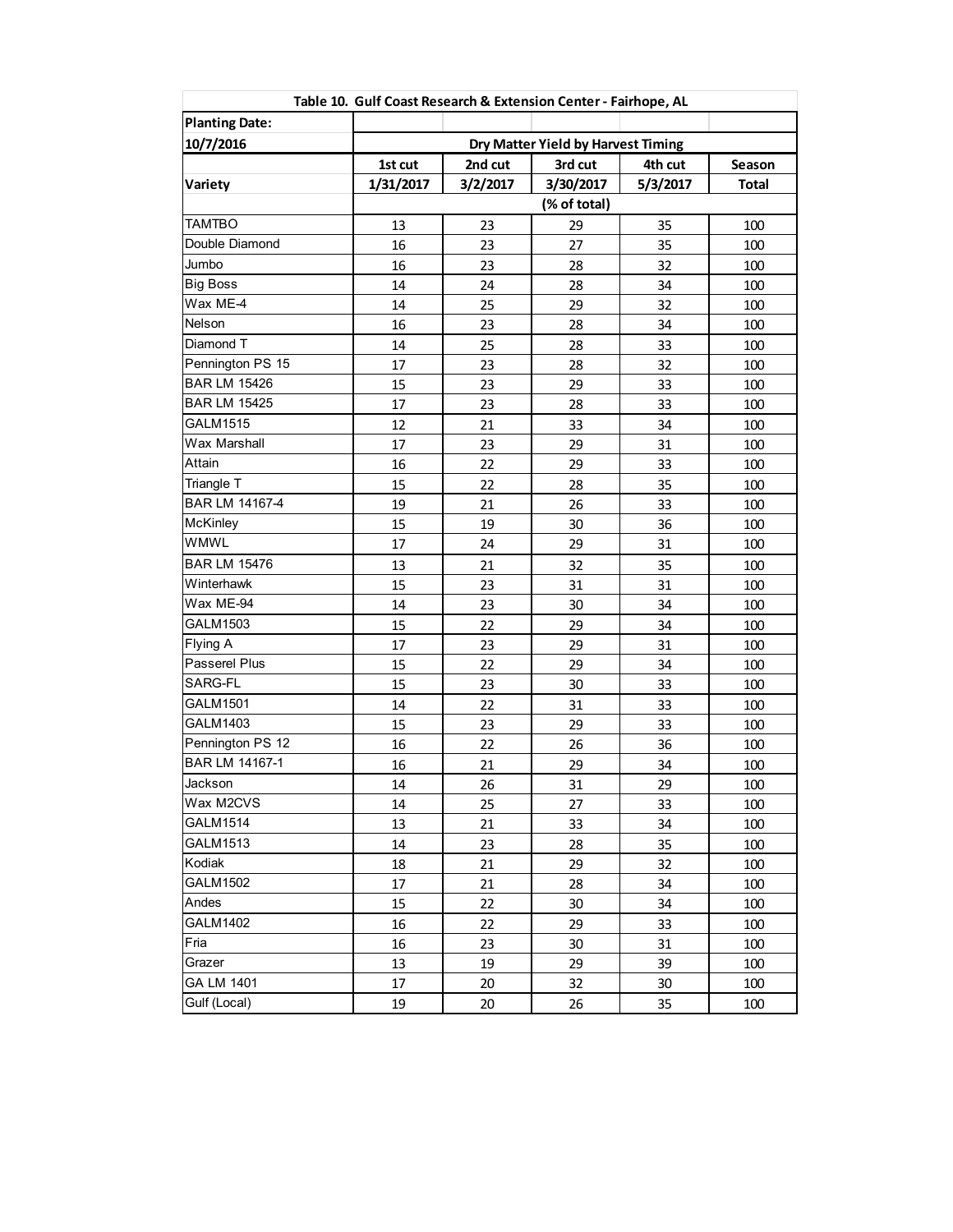**Table 10. Gulf Coast Research & Extension Center - Fairhope, AL**

| Planting Date: | | | | | |
|---|---|---|---|---|---|
| 10/7/2016 | Dry Matter Yield by Harvest Timing | | | | |
| | 1st cut | 2nd cut | 3rd cut | 4th cut | Season |
| Variety | 1/31/2017 | 3/2/2017 | 3/30/2017 | 5/3/2017 | Total |
| | (% of total) | | | | |
| TAMTBO | 13 | 23 | 29 | 35 | 100 |
| Double Diamond | 16 | 23 | 27 | 35 | 100 |
| Jumbo | 16 | 23 | 28 | 32 | 100 |
| Big Boss | 14 | 24 | 28 | 34 | 100 |
| Wax ME-4 | 14 | 25 | 29 | 32 | 100 |
| Nelson | 16 | 23 | 28 | 34 | 100 |
| Diamond T | 14 | 25 | 28 | 33 | 100 |
| Pennington PS 15 | 17 | 23 | 28 | 32 | 100 |
| BAR LM 15426 | 15 | 23 | 29 | 33 | 100 |
| BAR LM 15425 | 17 | 23 | 28 | 33 | 100 |
| GALM1515 | 12 | 21 | 33 | 34 | 100 |
| Wax Marshall | 17 | 23 | 29 | 31 | 100 |
| Attain | 16 | 22 | 29 | 33 | 100 |
| Triangle T | 15 | 22 | 28 | 35 | 100 |
| BAR LM 14167-4 | 19 | 21 | 26 | 33 | 100 |
| McKinley | 15 | 19 | 30 | 36 | 100 |
| WMWL | 17 | 24 | 29 | 31 | 100 |
| BAR LM 15476 | 13 | 21 | 32 | 35 | 100 |
| Winterhawk | 15 | 23 | 31 | 31 | 100 |
| Wax ME-94 | 14 | 23 | 30 | 34 | 100 |
| GALM1503 | 15 | 22 | 29 | 34 | 100 |
| Flying A | 17 | 23 | 29 | 31 | 100 |
| Passerel Plus | 15 | 22 | 29 | 34 | 100 |
| SARG-FL | 15 | 23 | 30 | 33 | 100 |
| GALM1501 | 14 | 22 | 31 | 33 | 100 |
| GALM1403 | 15 | 23 | 29 | 33 | 100 |
| Pennington PS 12 | 16 | 22 | 26 | 36 | 100 |
| BAR LM 14167-1 | 16 | 21 | 29 | 34 | 100 |
| Jackson | 14 | 26 | 31 | 29 | 100 |
| Wax M2CVS | 14 | 25 | 27 | 33 | 100 |
| GALM1514 | 13 | 21 | 33 | 34 | 100 |
| GALM1513 | 14 | 23 | 28 | 35 | 100 |
| Kodiak | 18 | 21 | 29 | 32 | 100 |
| GALM1502 | 17 | 21 | 28 | 34 | 100 |
| Andes | 15 | 22 | 30 | 34 | 100 |
| GALM1402 | 16 | 22 | 29 | 33 | 100 |
| Fria | 16 | 23 | 30 | 31 | 100 |
| Grazer | 13 | 19 | 29 | 39 | 100 |
| GA LM 1401 | 17 | 20 | 32 | 30 | 100 |
| Gulf (Local) | 19 | 20 | 26 | 35 | 100 |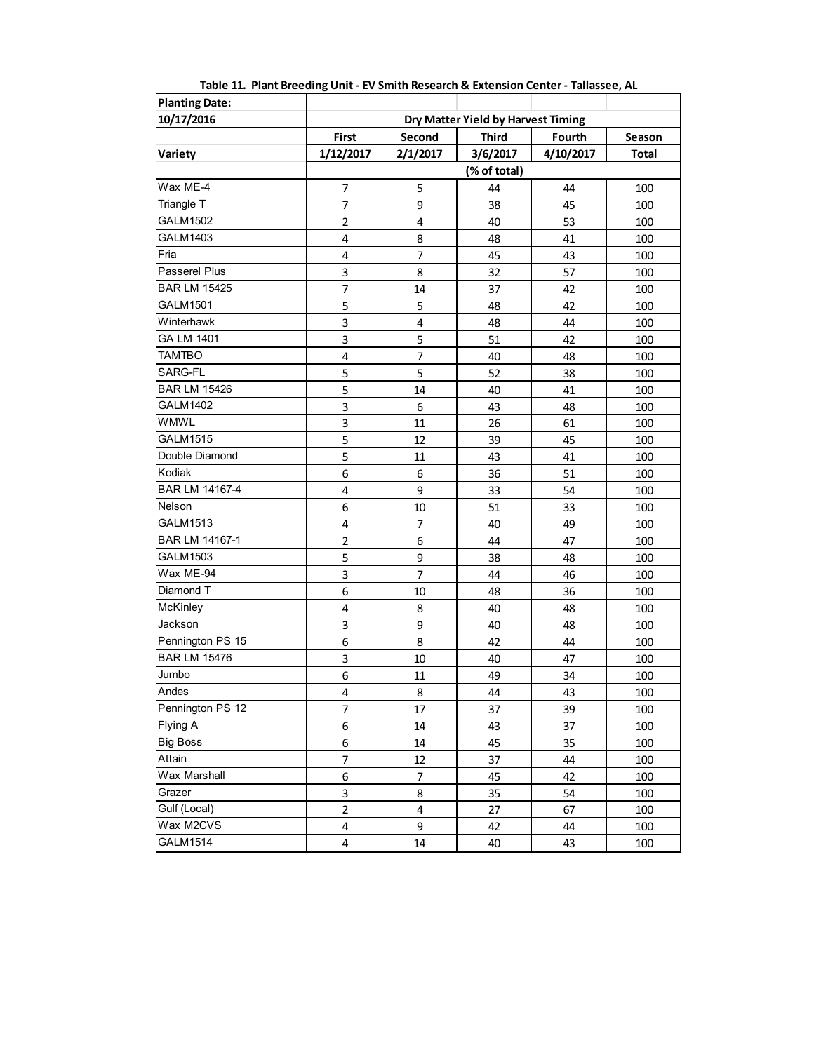**Table 11. Plant Breeding Unit - EV Smith Research & Extension Center - Tallassee, AL**

| Planting Date: 10/17/2016 | Dry Matter Yield by Harvest Timing | | | | |
|---|---|---|---|---|---|
| | First | Second | Third | Fourth | Season |
| Variety | 1/12/2017 | 2/1/2017 | 3/6/2017 | 4/10/2017 | Total |
| | (% of total) | | | | |
| Wax ME-4 | 7 | 5 | 44 | 44 | 100 |
| Triangle T | 7 | 9 | 38 | 45 | 100 |
| GALM1502 | 2 | 4 | 40 | 53 | 100 |
| GALM1403 | 4 | 8 | 48 | 41 | 100 |
| Fria | 4 | 7 | 45 | 43 | 100 |
| Passerel Plus | 3 | 8 | 32 | 57 | 100 |
| BAR LM 15425 | 7 | 14 | 37 | 42 | 100 |
| GALM1501 | 5 | 5 | 48 | 42 | 100 |
| Winterhawk | 3 | 4 | 48 | 44 | 100 |
| GA LM 1401 | 3 | 5 | 51 | 42 | 100 |
| TAMTBO | 4 | 7 | 40 | 48 | 100 |
| SARG-FL | 5 | 5 | 52 | 38 | 100 |
| BAR LM 15426 | 5 | 14 | 40 | 41 | 100 |
| GALM1402 | 3 | 6 | 43 | 48 | 100 |
| WMWL | 3 | 11 | 26 | 61 | 100 |
| GALM1515 | 5 | 12 | 39 | 45 | 100 |
| Double Diamond | 5 | 11 | 43 | 41 | 100 |
| Kodiak | 6 | 6 | 36 | 51 | 100 |
| BAR LM 14167-4 | 4 | 9 | 33 | 54 | 100 |
| Nelson | 6 | 10 | 51 | 33 | 100 |
| GALM1513 | 4 | 7 | 40 | 49 | 100 |
| BAR LM 14167-1 | 2 | 6 | 44 | 47 | 100 |
| GALM1503 | 5 | 9 | 38 | 48 | 100 |
| Wax ME-94 | 3 | 7 | 44 | 46 | 100 |
| Diamond T | 6 | 10 | 48 | 36 | 100 |
| McKinley | 4 | 8 | 40 | 48 | 100 |
| Jackson | 3 | 9 | 40 | 48 | 100 |
| Pennington PS 15 | 6 | 8 | 42 | 44 | 100 |
| BAR LM 15476 | 3 | 10 | 40 | 47 | 100 |
| Jumbo | 6 | 11 | 49 | 34 | 100 |
| Andes | 4 | 8 | 44 | 43 | 100 |
| Pennington PS 12 | 7 | 17 | 37 | 39 | 100 |
| Flying A | 6 | 14 | 43 | 37 | 100 |
| Big Boss | 6 | 14 | 45 | 35 | 100 |
| Attain | 7 | 12 | 37 | 44 | 100 |
| Wax Marshall | 6 | 7 | 45 | 42 | 100 |
| Grazer | 3 | 8 | 35 | 54 | 100 |
| Gulf (Local) | 2 | 4 | 27 | 67 | 100 |
| Wax M2CVS | 4 | 9 | 42 | 44 | 100 |
| GALM1514 | 4 | 14 | 40 | 43 | 100 |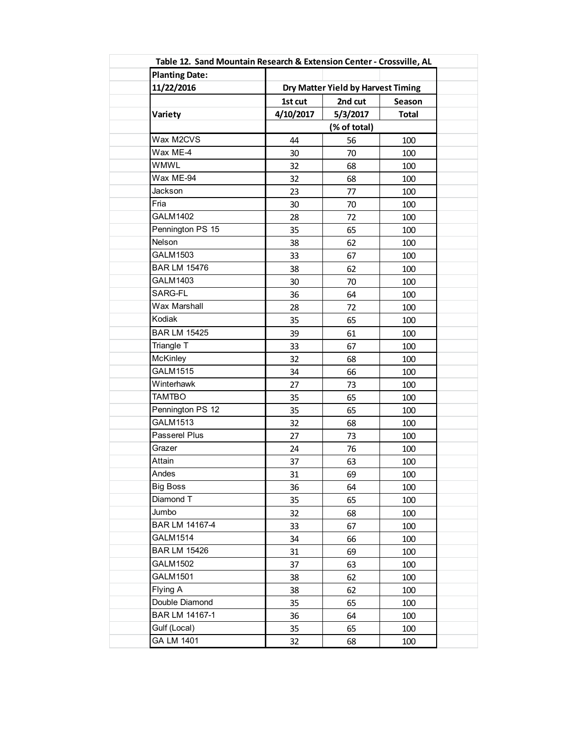**Table 12. Sand Mountain Research & Extension Center - Crossville, AL**

| Planting Date: 11/22/2016 | Dry Matter Yield by Harvest Timing | | |
|---|---|---|---|
| Variety | 1st cut 4/10/2017 | 2nd cut 5/3/2017 | Season Total |
| | (% of total) | | |
| Wax M2CVS | 44 | 56 | 100 |
| Wax ME-4 | 30 | 70 | 100 |
| WMWL | 32 | 68 | 100 |
| Wax ME-94 | 32 | 68 | 100 |
| Jackson | 23 | 77 | 100 |
| Fria | 30 | 70 | 100 |
| GALM1402 | 28 | 72 | 100 |
| Pennington PS 15 | 35 | 65 | 100 |
| Nelson | 38 | 62 | 100 |
| GALM1503 | 33 | 67 | 100 |
| BAR LM 15476 | 38 | 62 | 100 |
| GALM1403 | 30 | 70 | 100 |
| SARG-FL | 36 | 64 | 100 |
| Wax Marshall | 28 | 72 | 100 |
| Kodiak | 35 | 65 | 100 |
| BAR LM 15425 | 39 | 61 | 100 |
| Triangle T | 33 | 67 | 100 |
| McKinley | 32 | 68 | 100 |
| GALM1515 | 34 | 66 | 100 |
| Winterhawk | 27 | 73 | 100 |
| TAMTBO | 35 | 65 | 100 |
| Pennington PS 12 | 35 | 65 | 100 |
| GALM1513 | 32 | 68 | 100 |
| Passerel Plus | 27 | 73 | 100 |
| Grazer | 24 | 76 | 100 |
| Attain | 37 | 63 | 100 |
| Andes | 31 | 69 | 100 |
| Big Boss | 36 | 64 | 100 |
| Diamond T | 35 | 65 | 100 |
| Jumbo | 32 | 68 | 100 |
| BAR LM 14167-4 | 33 | 67 | 100 |
| GALM1514 | 34 | 66 | 100 |
| BAR LM 15426 | 31 | 69 | 100 |
| GALM1502 | 37 | 63 | 100 |
| GALM1501 | 38 | 62 | 100 |
| Flying A | 38 | 62 | 100 |
| Double Diamond | 35 | 65 | 100 |
| BAR LM 14167-1 | 36 | 64 | 100 |
| Gulf (Local) | 35 | 65 | 100 |
| GA LM 1401 | 32 | 68 | 100 |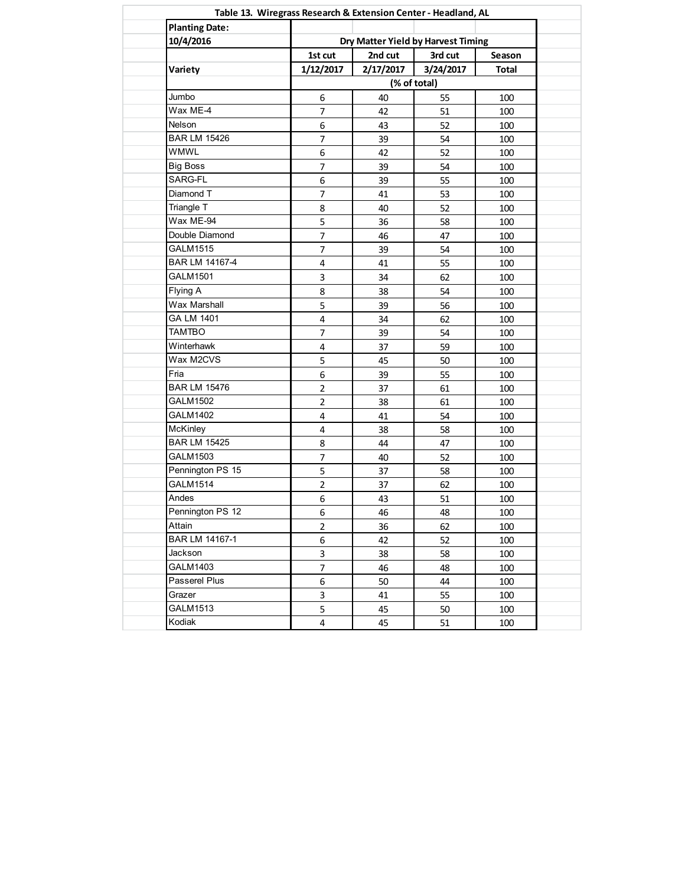**Table 13. Wiregrass Research & Extension Center - Headland, AL**

| Planting Date: 10/4/2016 | Dry Matter Yield by Harvest Timing | | | |
|---|---|---|---|---|
| | 1st cut | 2nd cut | 3rd cut | Season |
| Variety | 1/12/2017 | 2/17/2017 | 3/24/2017 | Total |
| | (% of total) | | | |
| Jumbo | 6 | 40 | 55 | 100 |
| Wax ME-4 | 7 | 42 | 51 | 100 |
| Nelson | 6 | 43 | 52 | 100 |
| BAR LM 15426 | 7 | 39 | 54 | 100 |
| WMWL | 6 | 42 | 52 | 100 |
| Big Boss | 7 | 39 | 54 | 100 |
| SARG-FL | 6 | 39 | 55 | 100 |
| Diamond T | 7 | 41 | 53 | 100 |
| Triangle T | 8 | 40 | 52 | 100 |
| Wax ME-94 | 5 | 36 | 58 | 100 |
| Double Diamond | 7 | 46 | 47 | 100 |
| GALM1515 | 7 | 39 | 54 | 100 |
| BAR LM 14167-4 | 4 | 41 | 55 | 100 |
| GALM1501 | 3 | 34 | 62 | 100 |
| Flying A | 8 | 38 | 54 | 100 |
| Wax Marshall | 5 | 39 | 56 | 100 |
| GA LM 1401 | 4 | 34 | 62 | 100 |
| TAMTBO | 7 | 39 | 54 | 100 |
| Winterhawk | 4 | 37 | 59 | 100 |
| Wax M2CVS | 5 | 45 | 50 | 100 |
| Fria | 6 | 39 | 55 | 100 |
| BAR LM 15476 | 2 | 37 | 61 | 100 |
| GALM1502 | 2 | 38 | 61 | 100 |
| GALM1402 | 4 | 41 | 54 | 100 |
| McKinley | 4 | 38 | 58 | 100 |
| BAR LM 15425 | 8 | 44 | 47 | 100 |
| GALM1503 | 7 | 40 | 52 | 100 |
| Pennington PS 15 | 5 | 37 | 58 | 100 |
| GALM1514 | 2 | 37 | 62 | 100 |
| Andes | 6 | 43 | 51 | 100 |
| Pennington PS 12 | 6 | 46 | 48 | 100 |
| Attain | 2 | 36 | 62 | 100 |
| BAR LM 14167-1 | 6 | 42 | 52 | 100 |
| Jackson | 3 | 38 | 58 | 100 |
| GALM1403 | 7 | 46 | 48 | 100 |
| Passerel Plus | 6 | 50 | 44 | 100 |
| Grazer | 3 | 41 | 55 | 100 |
| GALM1513 | 5 | 45 | 50 | 100 |
| Kodiak | 4 | 45 | 51 | 100 |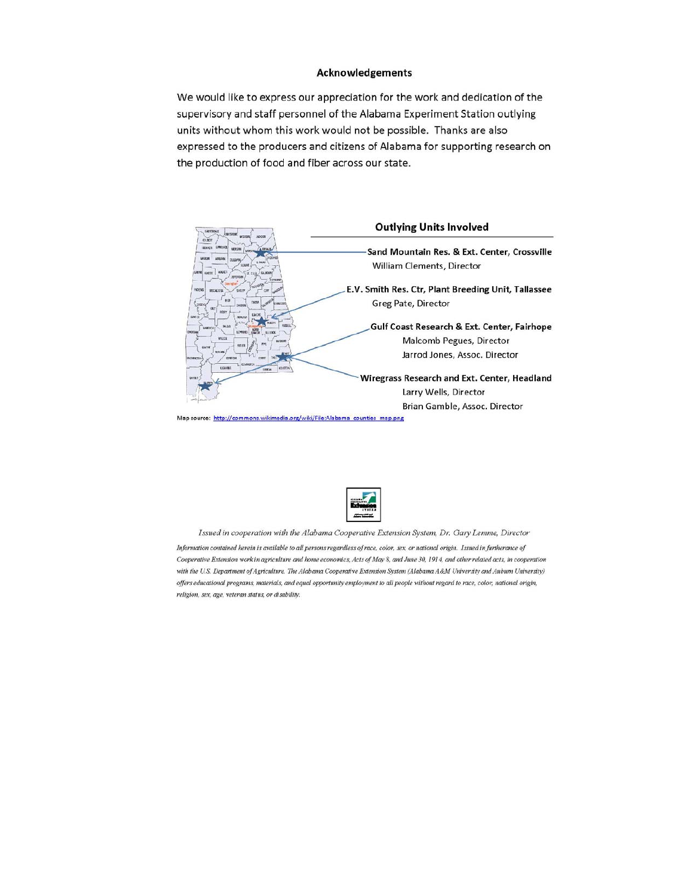## Acknowledgements

We would like to express our appreciation for the work and dedication of the supervisory and staff personnel of the Alabama Experiment Station outlying units without whom this work would not be possible. Thanks are also expressed to the producers and citizens of Alabama for supporting research on the production of food and fiber across our state.

### Outlying Units Involved

**Sand Mountain Res. & Ext. Center, Crossville**
William Clements, Director

**E.V. Smith Res. Ctr, Plant Breeding Unit, Tallassee**
Greg Pate, Director

**Gulf Coast Research & Ext. Center, Fairhope**
Malcomb Pegues, Director
Jarrod Jones, Assoc. Director

**Wiregrass Research and Ext. Center, Headland**
Larry Wells, Director
Brian Gamble, Assoc. Director

Map source: http://commons.wikimedia.org/wiki/File:Alabama_counties_map.png

*Issued in cooperation with the Alabama Cooperative Extension System, Dr. Gary Lemme, Director*

*Information contained herein is available to all persons regardless of race, color, sex, or national origin. Issued in furtherance of Cooperative Extension work in agriculture and home economics, Acts of May 8, and June 30, 1914, and other related acts, in cooperation with the U.S. Department of Agriculture. The Alabama Cooperative Extension System (Alabama A&M University and Auburn University) offers educational programs, materials, and equal opportunity employment to all people without regard to race, color, national origin, religion, sex, age, veteran status, or disability.*